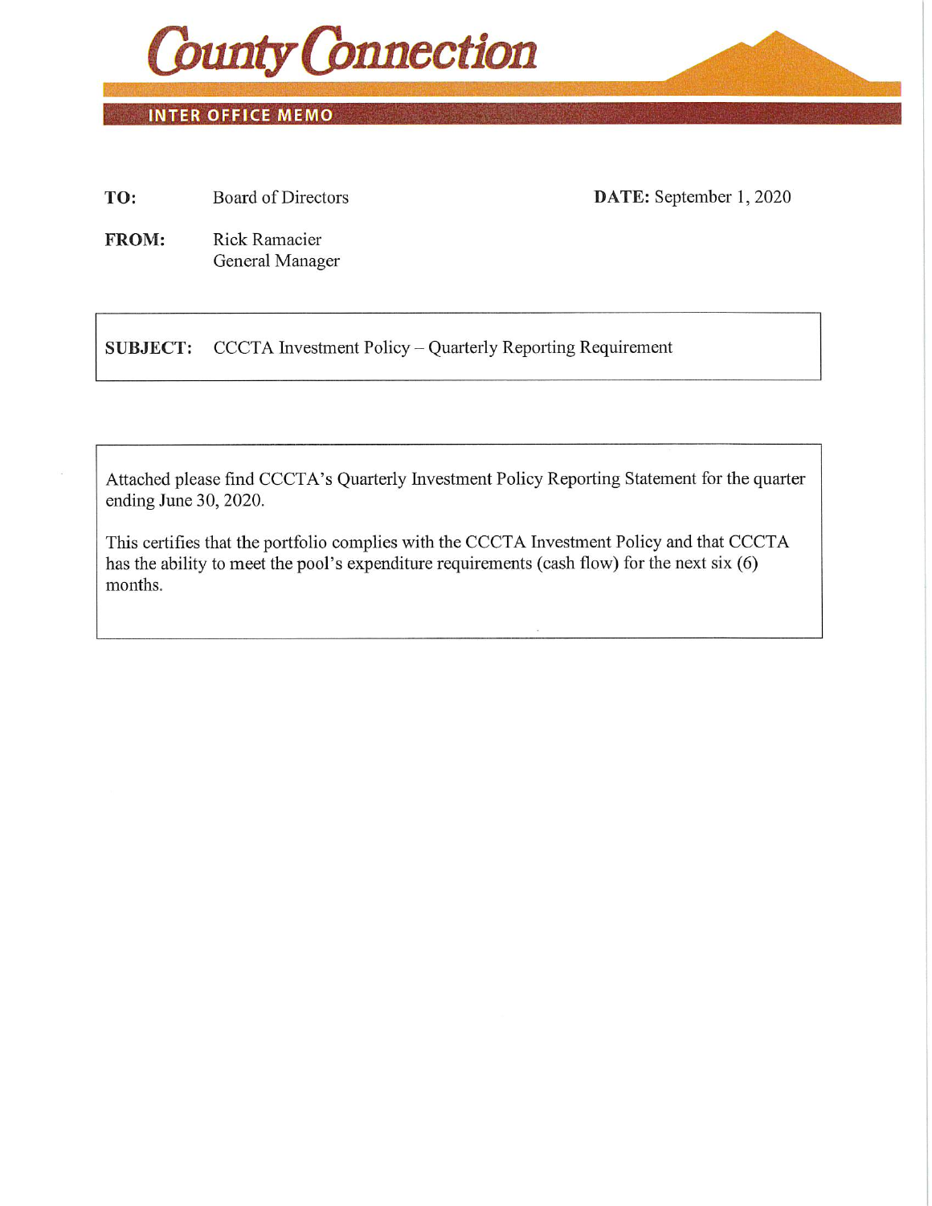# County Connection

## INTER OFFICE MEMO

**TO:** Board of Directors

**DATE:** September 1, 2020

**FROM:** Rick Ramacier
General Manager

**SUBJECT:** CCCTA Investment Policy – Quarterly Reporting Requirement

Attached please find CCCTA's Quarterly Investment Policy Reporting Statement for the quarter ending June 30, 2020.

This certifies that the portfolio complies with the CCCTA Investment Policy and that CCCTA has the ability to meet the pool's expenditure requirements (cash flow) for the next six (6) months.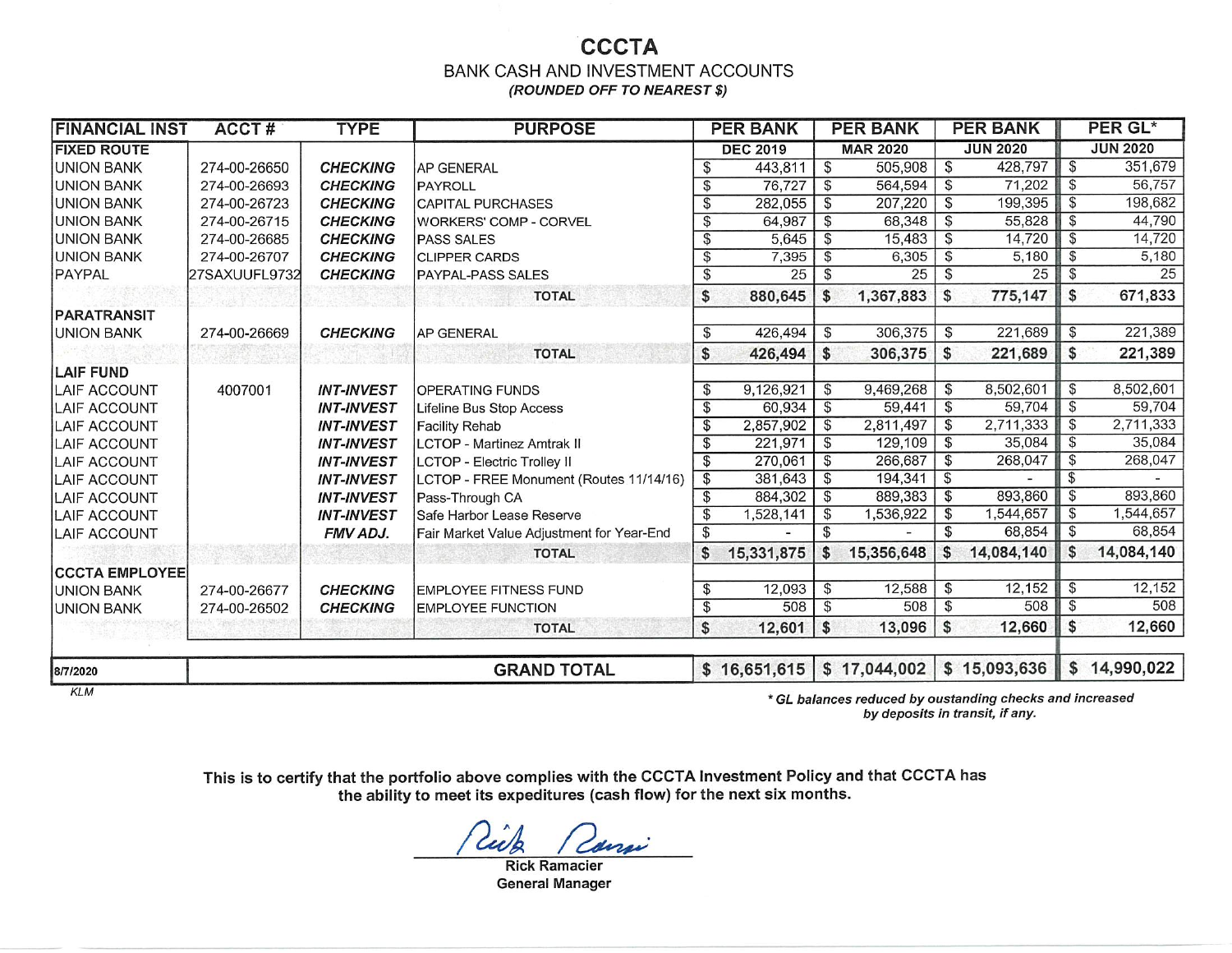# CCCTA

## BANK CASH AND INVESTMENT ACCOUNTS

***(ROUNDED OFF TO NEAREST $)***

| FINANCIAL INST | ACCT # | TYPE | PURPOSE | PER BANK DEC 2019 | PER BANK MAR 2020 | PER BANK JUN 2020 | PER GL* JUN 2020 |
|---|---|---|---|---|---|---|---|
| **FIXED ROUTE** | | | | | | | |
| UNION BANK | 274-00-26650 | ***CHECKING*** | AP GENERAL | $ 443,811 | $ 505,908 | $ 428,797 | $ 351,679 |
| UNION BANK | 274-00-26693 | ***CHECKING*** | PAYROLL | $ 76,727 | $ 564,594 | $ 71,202 | $ 56,757 |
| UNION BANK | 274-00-26723 | ***CHECKING*** | CAPITAL PURCHASES | $ 282,055 | $ 207,220 | $ 199,395 | $ 198,682 |
| UNION BANK | 274-00-26715 | ***CHECKING*** | WORKERS' COMP - CORVEL | $ 64,987 | $ 68,348 | $ 55,828 | $ 44,790 |
| UNION BANK | 274-00-26685 | ***CHECKING*** | PASS SALES | $ 5,645 | $ 15,483 | $ 14,720 | $ 14,720 |
| UNION BANK | 274-00-26707 | ***CHECKING*** | CLIPPER CARDS | $ 7,395 | $ 6,305 | $ 5,180 | $ 5,180 |
| PAYPAL | 27SAXUUFL9732 | ***CHECKING*** | PAYPAL-PASS SALES | $ 25 | $ 25 | $ 25 | $ 25 |
| | | | **TOTAL** | **$ 880,645** | **$ 1,367,883** | **$ 775,147** | **$ 671,833** |
| **PARATRANSIT** | | | | | | | |
| UNION BANK | 274-00-26669 | ***CHECKING*** | AP GENERAL | $ 426,494 | $ 306,375 | $ 221,689 | $ 221,389 |
| | | | **TOTAL** | **$ 426,494** | **$ 306,375** | **$ 221,689** | **$ 221,389** |
| **LAIF FUND** | | | | | | | |
| LAIF ACCOUNT | 4007001 | ***INT-INVEST*** | OPERATING FUNDS | $ 9,126,921 | $ 9,469,268 | $ 8,502,601 | $ 8,502,601 |
| LAIF ACCOUNT | | ***INT-INVEST*** | Lifeline Bus Stop Access | $ 60,934 | $ 59,441 | $ 59,704 | $ 59,704 |
| LAIF ACCOUNT | | ***INT-INVEST*** | Facility Rehab | $ 2,857,902 | $ 2,811,497 | $ 2,711,333 | $ 2,711,333 |
| LAIF ACCOUNT | | ***INT-INVEST*** | LCTOP - Martinez Amtrak II | $ 221,971 | $ 129,109 | $ 35,084 | $ 35,084 |
| LAIF ACCOUNT | | ***INT-INVEST*** | LCTOP - Electric Trolley II | $ 270,061 | $ 266,687 | $ 268,047 | $ 268,047 |
| LAIF ACCOUNT | | ***INT-INVEST*** | LCTOP - FREE Monument (Routes 11/14/16) | $ 381,643 | $ 194,341 | $ - | $ - |
| LAIF ACCOUNT | | ***INT-INVEST*** | Pass-Through CA | $ 884,302 | $ 889,383 | $ 893,860 | $ 893,860 |
| LAIF ACCOUNT | | ***INT-INVEST*** | Safe Harbor Lease Reserve | $ 1,528,141 | $ 1,536,922 | $ 1,544,657 | $ 1,544,657 |
| LAIF ACCOUNT | | ***FMV ADJ.*** | Fair Market Value Adjustment for Year-End | $ - | $ - | $ 68,854 | $ 68,854 |
| | | | **TOTAL** | **$ 15,331,875** | **$ 15,356,648** | **$ 14,084,140** | **$ 14,084,140** |
| **CCCTA EMPLOYEE** | | | | | | | |
| UNION BANK | 274-00-26677 | ***CHECKING*** | EMPLOYEE FITNESS FUND | $ 12,093 | $ 12,588 | $ 12,152 | $ 12,152 |
| UNION BANK | 274-00-26502 | ***CHECKING*** | EMPLOYEE FUNCTION | $ 508 | $ 508 | $ 508 | $ 508 |
| | | | **TOTAL** | **$ 12,601** | **$ 13,096** | **$ 12,660** | **$ 12,660** |
| **8/7/2020** | | | **GRAND TOTAL** | **$ 16,651,615** | **$ 17,044,002** | **$ 15,093,636** | **$ 14,990,022** |

*KLM*

***\* GL balances reduced by oustanding checks and increased by deposits in transit, if any.***

**This is to certify that the portfolio above complies with the CCCTA Investment Policy and that CCCTA has the ability to meet its expeditures (cash flow) for the next six months.**

**Rick Ramacier**
**General Manager**